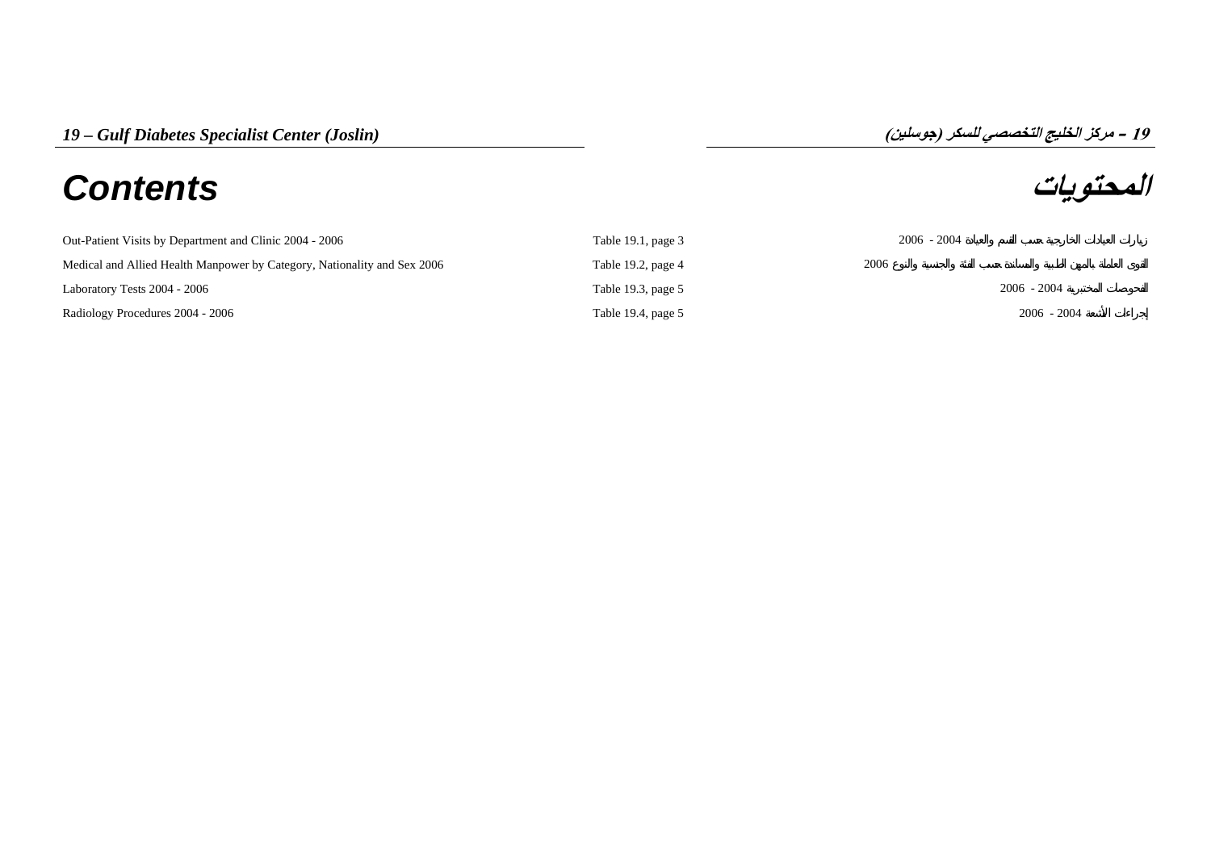# 19 – Gulf Diabetes Specialist Center (Joslin)

# 19 – مركز الخليج التخصصي للسكر (جوسلين)

## Contents

## المحتويات

| Contents | Table | المحتويات |
|---|---|---|
| Out-Patient Visits by Department and Clinic 2004 - 2006 | Table 19.1, page 3 | زيارات العيادات الخارجية حسب القسم والعيادة 2004 - 2006 |
| Medical and Allied Health Manpower by Category, Nationality and Sex 2006 | Table 19.2, page 4 | القوى العاملة بالمهن الطبية والمساندة حسب الفئة والجنسية والنوع 2006 |
| Laboratory Tests 2004 - 2006 | Table 19.3, page 5 | الفحوصات المختبرية 2004 - 2006 |
| Radiology Procedures 2004 - 2006 | Table 19.4, page 5 | إجراءات الأشعة 2004 - 2006 |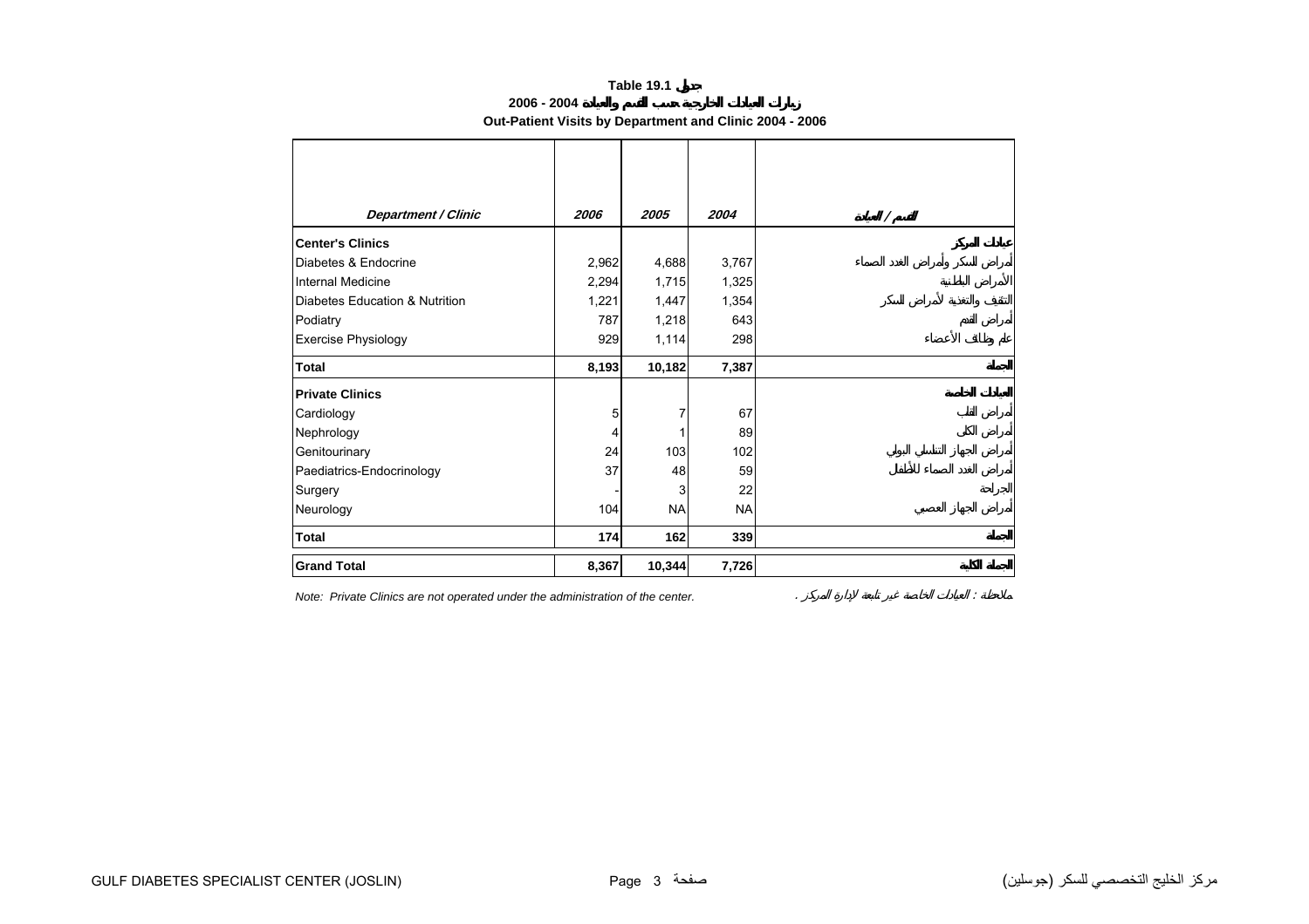# Table 19.1 جدول

## زيارات العيادات الخارجية حسب القسم والعيادة 2004 - 2006

## Out-Patient Visits by Department and Clinic 2004 - 2006

| *Department / Clinic* | *2006* | *2005* | *2004* | القسم / العيادة |
|---|---|---|---|---|
| **Center's Clinics** | | | | **عيادات المركز** |
| Diabetes & Endocrine | 2,962 | 4,688 | 3,767 | أمراض السكر وأمراض الغدد الصماء |
| Internal Medicine | 2,294 | 1,715 | 1,325 | الأمراض الباطنية |
| Diabetes Education & Nutrition | 1,221 | 1,447 | 1,354 | التثقيف والتغذية لأمراض السكر |
| Podiatry | 787 | 1,218 | 643 | أمراض القدم |
| Exercise Physiology | 929 | 1,114 | 298 | علم وظائف الأعضاء |
| **Total** | **8,193** | **10,182** | **7,387** | **الجملة** |
| **Private Clinics** | | | | **العيادات الخاصة** |
| Cardiology | 5 | 7 | 67 | أمراض القلب |
| Nephrology | 4 | 1 | 89 | أمراض الكلى |
| Genitourinary | 24 | 103 | 102 | أمراض الجهاز التناسلي البولي |
| Paediatrics-Endocrinology | 37 | 48 | 59 | أمراض الغدد الصماء للأطفال |
| Surgery | - | 3 | 22 | الجراحة |
| Neurology | 104 | NA | NA | أمراض الجهاز العصبي |
| **Total** | **174** | **162** | **339** | **الجملة** |
| **Grand Total** | **8,367** | **10,344** | **7,726** | **الجملة الكلية** |

*Note: Private Clinics are not operated under the administration of the center.*

*ملاحظة : العيادات الخاصة غير تابعة لإدارة المركز .*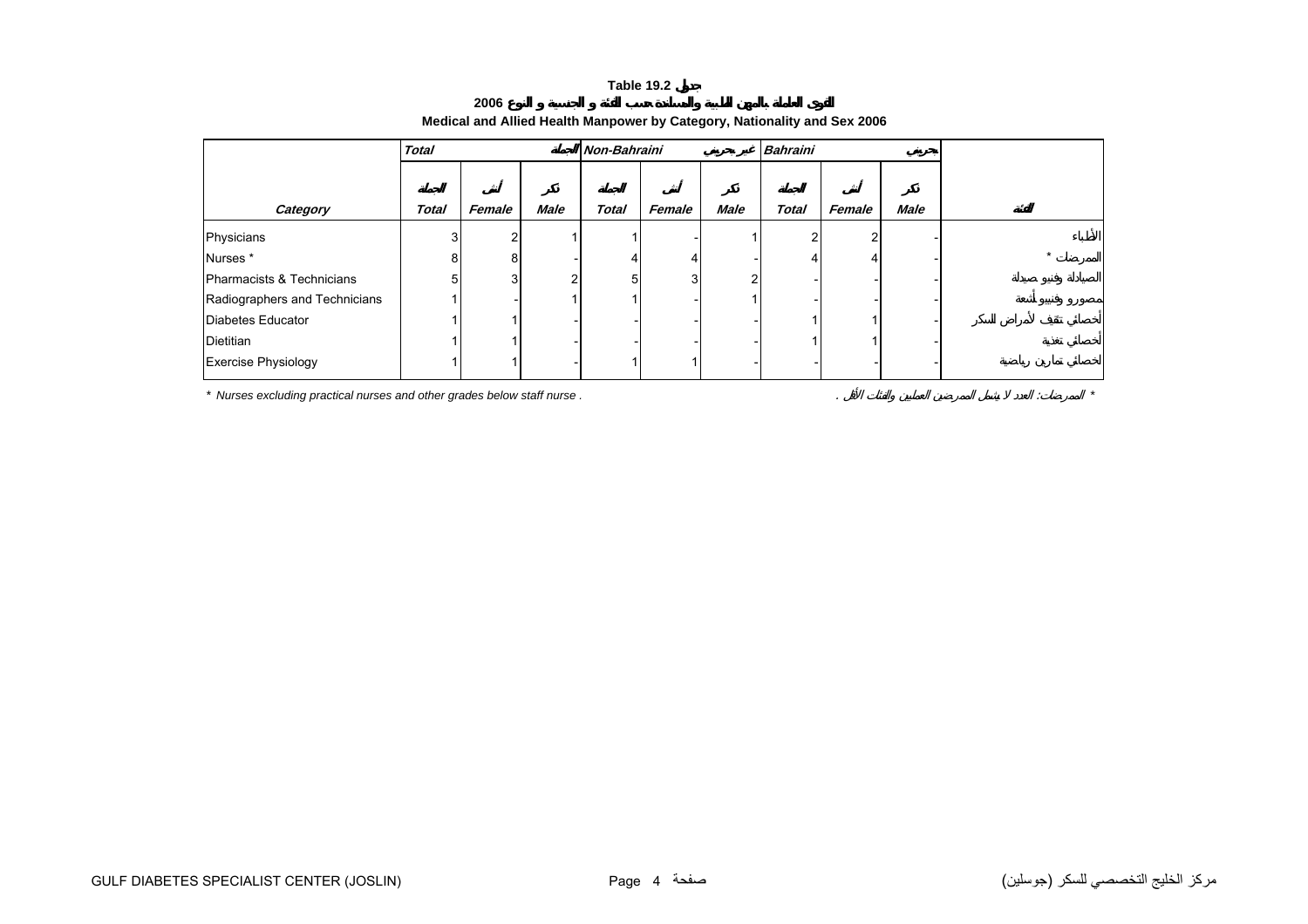# Table 19.2 جدول

## القوى العاملة بالمهن الطبية والمساندة حسب الفئة و الجنسية و النوع 2006

## Medical and Allied Health Manpower by Category, Nationality and Sex 2006

| | Total | | الجملة | Non-Bahraini | | غير بحريني | Bahraini | | بحريني | |
|---|---|---|---|---|---|---|---|---|---|---|
| | الجملة | أنثى | ذكر | الجملة | أنثى | ذكر | الجملة | أنثى | ذكر | |
| **Category** | **Total** | **Female** | **Male** | **Total** | **Female** | **Male** | **Total** | **Female** | **Male** | **الفئة** |
| Physicians | 3 | 2 | 1 | 1 | - | 1 | 2 | 2 | - | الأطباء |
| Nurses * | 8 | 8 | - | 4 | 4 | - | 4 | 4 | - | الممرضات * |
| Pharmacists & Technicians | 5 | 3 | 2 | 5 | 3 | 2 | - | - | - | الصيادلة وفنيو صيدلة |
| Radiographers and Technicians | 1 | - | 1 | 1 | - | 1 | - | - | - | مصورو وفنيو أشعة |
| Diabetes Educator | 1 | 1 | - | - | - | - | 1 | 1 | - | أخصائي تثقيف لأمراض السكر |
| Dietitian | 1 | 1 | - | - | - | - | 1 | 1 | - | أخصائي تغذية |
| Exercise Physiology | 1 | 1 | - | 1 | 1 | - | - | - | - | أخصائي تمارين رياضية |

*\* Nurses excluding practical nurses and other grades below staff nurse .*

\* الممرضات: العدد لا يشمل الممرضين العمليين والفئات الأقل .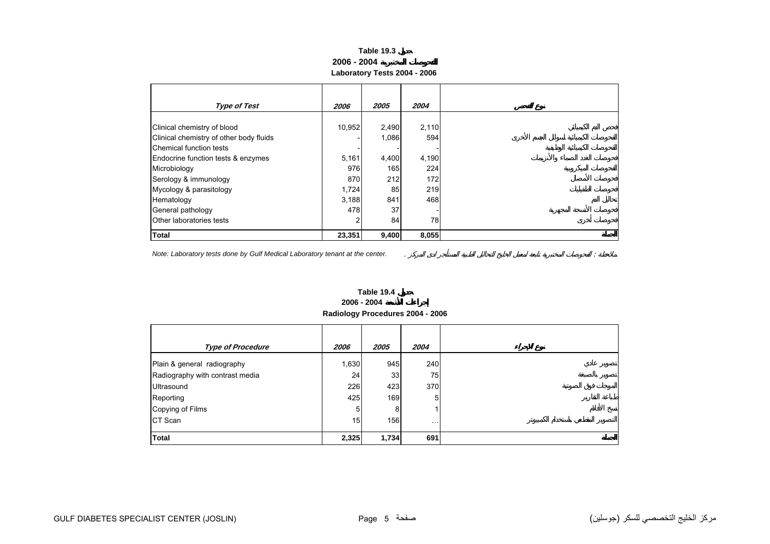## Table 19.3 جدول

## 2006 - 2004 الفحوصات المختبرية

## Laboratory Tests 2004 - 2006

| *Type of Test* | *2006* | *2005* | *2004* | نوع الفحص |
|---|---|---|---|---|
| Clinical chemistry of blood | 10,952 | 2,490 | 2,110 | فحص الدم الكيميائي |
| Clinical chemistry of other body fluids | - | 1,086 | 594 | الفحوصات الكيميائية لسوائل الجسم الأخرى |
| Chemical function tests | - | - | - | الفحوصات الكيميائية الوظيفية |
| Endocrine function tests & enzymes | 5,161 | 4,400 | 4,190 | فحوصات الغدد الصماء والأنزيمات |
| Microbiology | 976 | 165 | 224 | الفحوصات الميكروبية |
| Serology & immunology | 870 | 212 | 172 | فحوصات الأمصال |
| Mycology & parasitology | 1,724 | 85 | 219 | فحوصات الطفيليات |
| Hematology | 3,188 | 841 | 468 | تحاليل الدم |
| General pathology | 478 | 37 | - | فحوصات الأنسجة المجهرية |
| Other laboratories tests | 2 | 84 | 78 | فحوصات أخرى |
| **Total** | **23,351** | **9,400** | **8,055** | **الجملة** |

*Note: Laboratory tests done by Gulf Medical Laboratory tenant at the center.*

*ملاحظة : الفحوصات المختبرية تابعة لمعمل الخليج للتحاليل الطبية المستأجر لدى المركز .*

## Table 19.4 جدول

## 2006 - 2004 إجراءات الأشعة

## Radiology Procedures 2004 - 2006

| *Type of Procedure* | *2006* | *2005* | *2004* | نوع الإجراء |
|---|---|---|---|---|
| Plain & general radiography | 1,630 | 945 | 240 | تصوير عادي |
| Radiography with contrast media | 24 | 33 | 75 | تصوير بالصبغة |
| Ultrasound | 226 | 423 | 370 | الموجات فوق الصوتية |
| Reporting | 425 | 169 | 5 | طباعة التقارير |
| Copying of Films | 5 | 8 | 1 | نسخ الأفلام |
| CT Scan | 15 | 156 | … | التصوير المقطعي باستخدام الكمبيوتر |
| **Total** | **2,325** | **1,734** | **691** | **الجملة** |